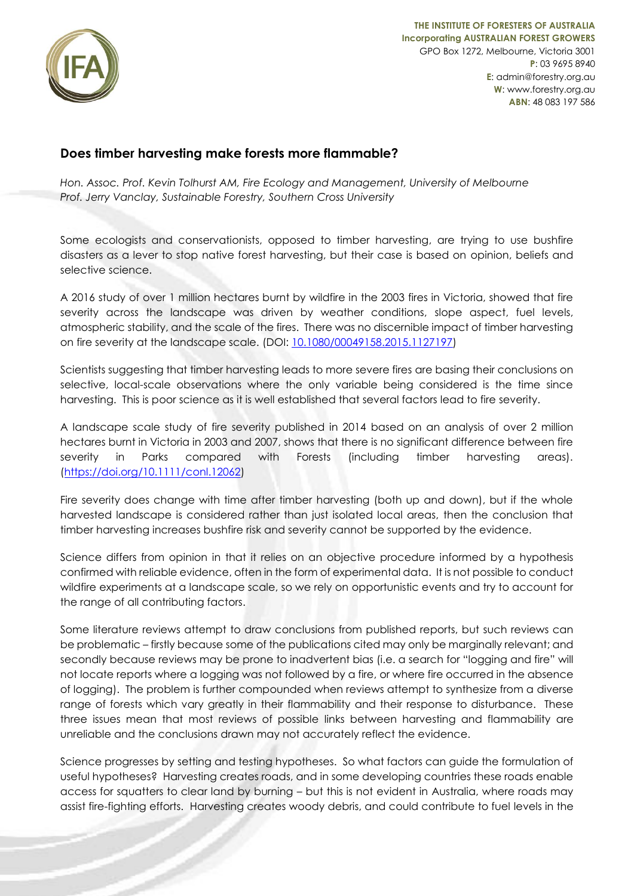**THE INSTITUTE OF FORESTERS OF AUSTRALIA**
**Incorporating AUSTRALIAN FOREST GROWERS**
GPO Box 1272, Melbourne, Victoria 3001
**P**: 03 9695 8940
**E**: admin@forestry.org.au
**W**: www.forestry.org.au
**ABN**: 48 083 197 586

## Does timber harvesting make forests more flammable?

*Hon. Assoc. Prof. Kevin Tolhurst AM, Fire Ecology and Management, University of Melbourne*
*Prof. Jerry Vanclay, Sustainable Forestry, Southern Cross University*

Some ecologists and conservationists, opposed to timber harvesting, are trying to use bushfire disasters as a lever to stop native forest harvesting, but their case is based on opinion, beliefs and selective science.

A 2016 study of over 1 million hectares burnt by wildfire in the 2003 fires in Victoria, showed that fire severity across the landscape was driven by weather conditions, slope aspect, fuel levels, atmospheric stability, and the scale of the fires. There was no discernible impact of timber harvesting on fire severity at the landscape scale. (DOI: 10.1080/00049158.2015.1127197)

Scientists suggesting that timber harvesting leads to more severe fires are basing their conclusions on selective, local-scale observations where the only variable being considered is the time since harvesting. This is poor science as it is well established that several factors lead to fire severity.

A landscape scale study of fire severity published in 2014 based on an analysis of over 2 million hectares burnt in Victoria in 2003 and 2007, shows that there is no significant difference between fire severity in Parks compared with Forests (including timber harvesting areas). (https://doi.org/10.1111/conl.12062)

Fire severity does change with time after timber harvesting (both up and down), but if the whole harvested landscape is considered rather than just isolated local areas, then the conclusion that timber harvesting increases bushfire risk and severity cannot be supported by the evidence.

Science differs from opinion in that it relies on an objective procedure informed by a hypothesis confirmed with reliable evidence, often in the form of experimental data. It is not possible to conduct wildfire experiments at a landscape scale, so we rely on opportunistic events and try to account for the range of all contributing factors.

Some literature reviews attempt to draw conclusions from published reports, but such reviews can be problematic – firstly because some of the publications cited may only be marginally relevant; and secondly because reviews may be prone to inadvertent bias (i.e. a search for "logging and fire" will not locate reports where a logging was not followed by a fire, or where fire occurred in the absence of logging). The problem is further compounded when reviews attempt to synthesize from a diverse range of forests which vary greatly in their flammability and their response to disturbance. These three issues mean that most reviews of possible links between harvesting and flammability are unreliable and the conclusions drawn may not accurately reflect the evidence.

Science progresses by setting and testing hypotheses. So what factors can guide the formulation of useful hypotheses? Harvesting creates roads, and in some developing countries these roads enable access for squatters to clear land by burning – but this is not evident in Australia, where roads may assist fire-fighting efforts. Harvesting creates woody debris, and could contribute to fuel levels in the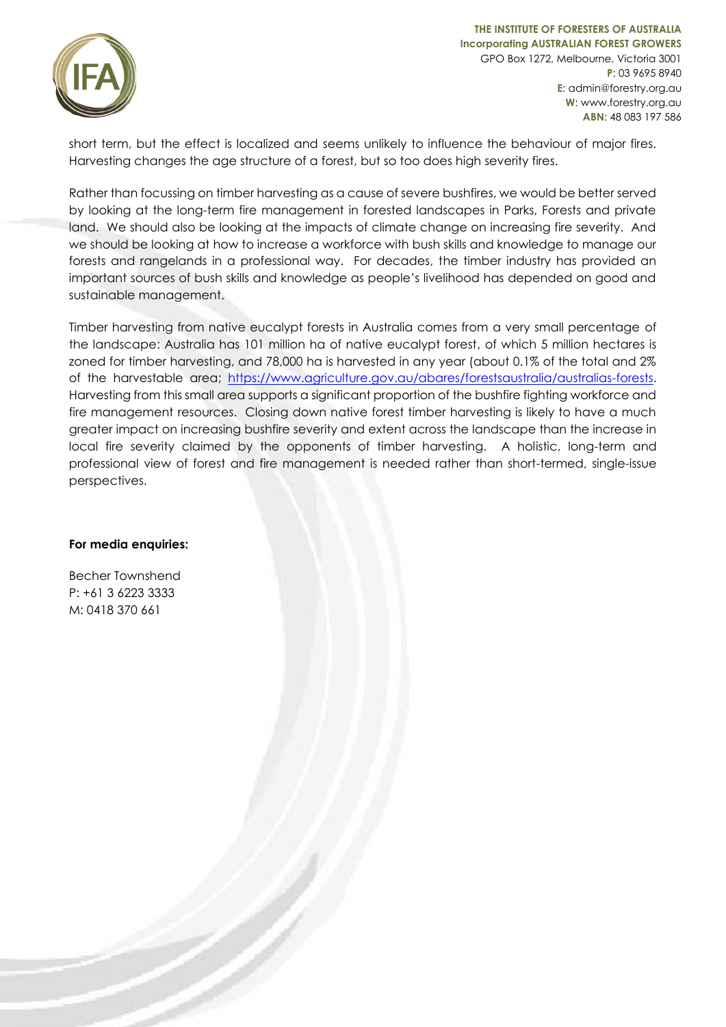short term, but the effect is localized and seems unlikely to influence the behaviour of major fires. Harvesting changes the age structure of a forest, but so too does high severity fires.

Rather than focussing on timber harvesting as a cause of severe bushfires, we would be better served by looking at the long-term fire management in forested landscapes in Parks, Forests and private land. We should also be looking at the impacts of climate change on increasing fire severity. And we should be looking at how to increase a workforce with bush skills and knowledge to manage our forests and rangelands in a professional way. For decades, the timber industry has provided an important sources of bush skills and knowledge as people's livelihood has depended on good and sustainable management.

Timber harvesting from native eucalypt forests in Australia comes from a very small percentage of the landscape: Australia has 101 million ha of native eucalypt forest, of which 5 million hectares is zoned for timber harvesting, and 78,000 ha is harvested in any year (about 0.1% of the total and 2% of the harvestable area; https://www.agriculture.gov.au/abares/forestsaustralia/australias-forests. Harvesting from this small area supports a significant proportion of the bushfire fighting workforce and fire management resources. Closing down native forest timber harvesting is likely to have a much greater impact on increasing bushfire severity and extent across the landscape than the increase in local fire severity claimed by the opponents of timber harvesting. A holistic, long-term and professional view of forest and fire management is needed rather than short-termed, single-issue perspectives.

**For media enquiries:**

Becher Townshend
P: +61 3 6223 3333
M: 0418 370 661